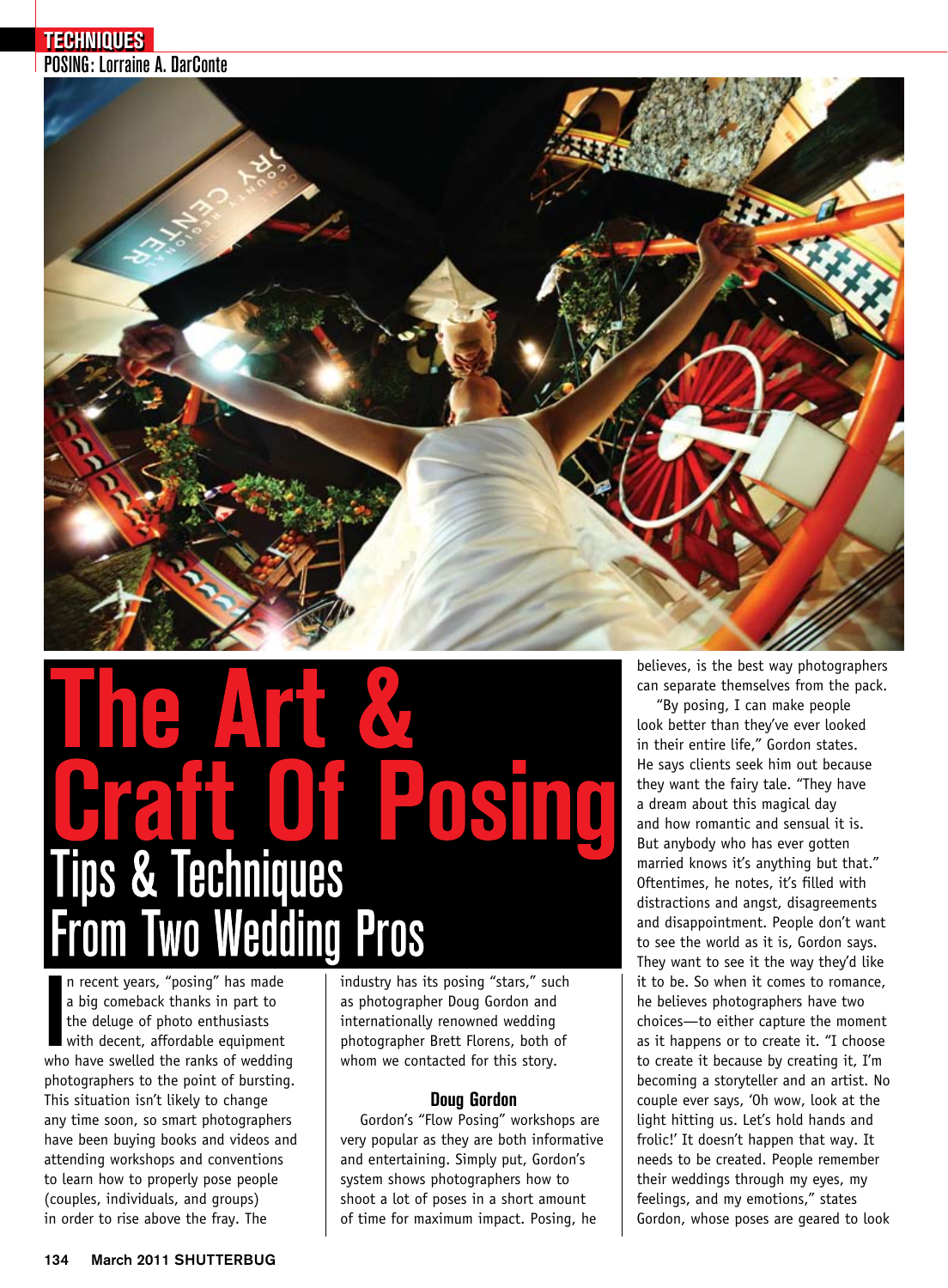TECHNIQUES

POSING: Lorraine A. DarConte

# The Art & Craft Of Posing

## Tips & Techniques From Two Wedding Pros

In recent years, "posing" has made a big comeback thanks in part to the deluge of photo enthusiasts with decent, affordable equipment who have swelled the ranks of wedding photographers to the point of bursting. This situation isn't likely to change any time soon, so smart photographers have been buying books and videos and attending workshops and conventions to learn how to properly pose people (couples, individuals, and groups) in order to rise above the fray. The industry has its posing "stars," such as photographer Doug Gordon and internationally renowned wedding photographer Brett Florens, both of whom we contacted for this story.

### Doug Gordon

Gordon's "Flow Posing" workshops are very popular as they are both informative and entertaining. Simply put, Gordon's system shows photographers how to shoot a lot of poses in a short amount of time for maximum impact. Posing, he believes, is the best way photographers can separate themselves from the pack.

"By posing, I can make people look better than they've ever looked in their entire life," Gordon states. He says clients seek him out because they want the fairy tale. "They have a dream about this magical day and how romantic and sensual it is. But anybody who has ever gotten married knows it's anything but that." Oftentimes, he notes, it's filled with distractions and angst, disagreements and disappointment. People don't want to see the world as it is, Gordon says. They want to see it the way they'd like it to be. So when it comes to romance, he believes photographers have two choices—to either capture the moment as it happens or to create it. "I choose to create it because by creating it, I'm becoming a storyteller and an artist. No couple ever says, 'Oh wow, look at the light hitting us. Let's hold hands and frolic!' It doesn't happen that way. It needs to be created. People remember their weddings through my eyes, my feelings, and my emotions," states Gordon, whose poses are geared to look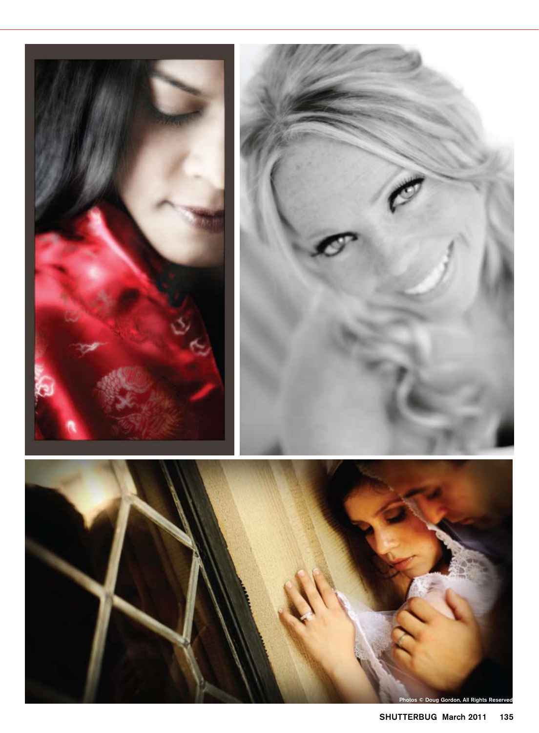Photos © Doug Gordon, All Rights Reserved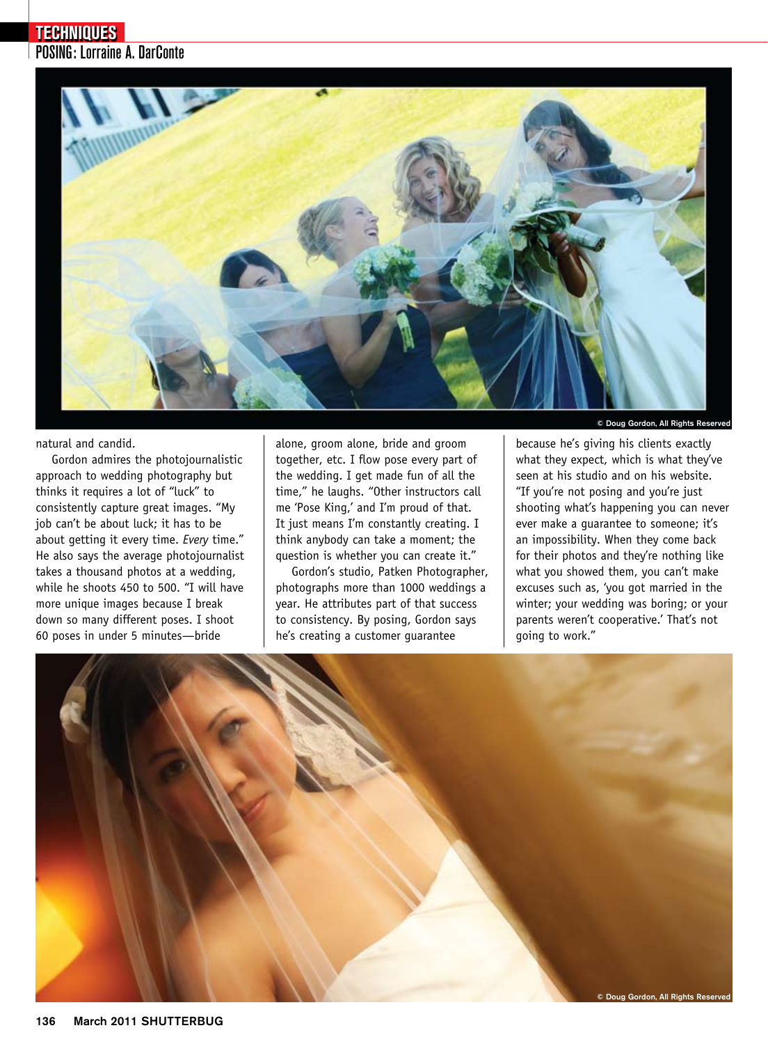natural and candid.

Gordon admires the photojournalistic approach to wedding photography but thinks it requires a lot of "luck" to consistently capture great images. "My job can't be about luck; it has to be about getting it every time. *Every* time." He also says the average photojournalist takes a thousand photos at a wedding, while he shoots 450 to 500. "I will have more unique images because I break down so many different poses. I shoot 60 poses in under 5 minutes—bride alone, groom alone, bride and groom together, etc. I flow pose every part of the wedding. I get made fun of all the time," he laughs. "Other instructors call me 'Pose King,' and I'm proud of that. It just means I'm constantly creating. I think anybody can take a moment; the question is whether you can create it."

Gordon's studio, Patken Photographer, photographs more than 1000 weddings a year. He attributes part of that success to consistency. By posing, Gordon says he's creating a customer guarantee because he's giving his clients exactly what they expect, which is what they've seen at his studio and on his website. "If you're not posing and you're just shooting what's happening you can never ever make a guarantee to someone; it's an impossibility. When they come back for their photos and they're nothing like what you showed them, you can't make excuses such as, 'you got married in the winter; your wedding was boring; or your parents weren't cooperative.' That's not going to work."

© Doug Gordon, All Rights Reserved

© Doug Gordon, All Rights Reserved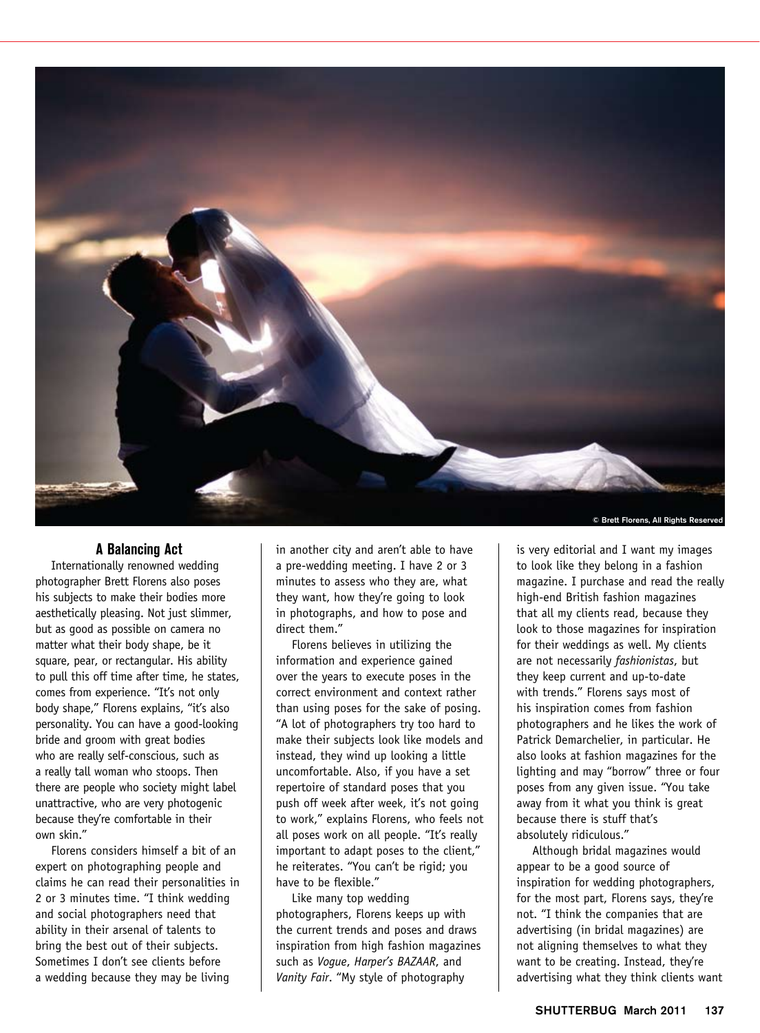© Brett Florens, All Rights Reserved

## A Balancing Act

Internationally renowned wedding photographer Brett Florens also poses his subjects to make their bodies more aesthetically pleasing. Not just slimmer, but as good as possible on camera no matter what their body shape, be it square, pear, or rectangular. His ability to pull this off time after time, he states, comes from experience. "It's not only body shape," Florens explains, "it's also personality. You can have a good-looking bride and groom with great bodies who are really self-conscious, such as a really tall woman who stoops. Then there are people who society might label unattractive, who are very photogenic because they're comfortable in their own skin."

Florens considers himself a bit of an expert on photographing people and claims he can read their personalities in 2 or 3 minutes time. "I think wedding and social photographers need that ability in their arsenal of talents to bring the best out of their subjects. Sometimes I don't see clients before a wedding because they may be living in another city and aren't able to have a pre-wedding meeting. I have 2 or 3 minutes to assess who they are, what they want, how they're going to look in photographs, and how to pose and direct them."

Florens believes in utilizing the information and experience gained over the years to execute poses in the correct environment and context rather than using poses for the sake of posing. "A lot of photographers try too hard to make their subjects look like models and instead, they wind up looking a little uncomfortable. Also, if you have a set repertoire of standard poses that you push off week after week, it's not going to work," explains Florens, who feels not all poses work on all people. "It's really important to adapt poses to the client," he reiterates. "You can't be rigid; you have to be flexible."

Like many top wedding photographers, Florens keeps up with the current trends and poses and draws inspiration from high fashion magazines such as *Vogue*, *Harper's BAZAAR*, and *Vanity Fair*. "My style of photography is very editorial and I want my images to look like they belong in a fashion magazine. I purchase and read the really high-end British fashion magazines that all my clients read, because they look to those magazines for inspiration for their weddings as well. My clients are not necessarily *fashionistas*, but they keep current and up-to-date with trends." Florens says most of his inspiration comes from fashion photographers and he likes the work of Patrick Demarchelier, in particular. He also looks at fashion magazines for the lighting and may "borrow" three or four poses from any given issue. "You take away from it what you think is great because there is stuff that's absolutely ridiculous."

Although bridal magazines would appear to be a good source of inspiration for wedding photographers, for the most part, Florens says, they're not. "I think the companies that are advertising (in bridal magazines) are not aligning themselves to what they want to be creating. Instead, they're advertising what they think clients want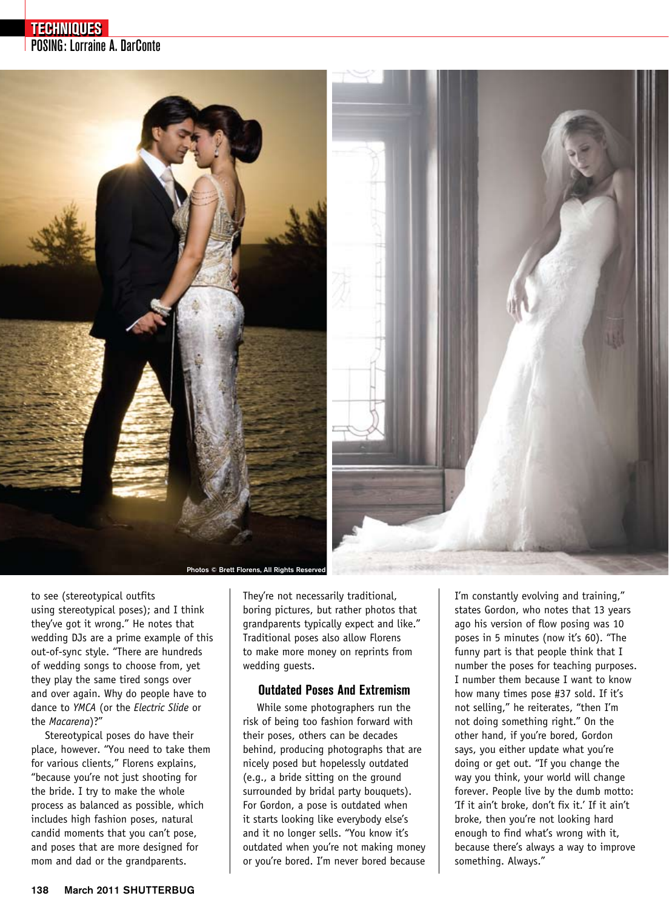Photos © Brett Florens, All Rights Reserved

to see (stereotypical outfits using stereotypical poses); and I think they've got it wrong." He notes that wedding DJs are a prime example of this out-of-sync style. "There are hundreds of wedding songs to choose from, yet they play the same tired songs over and over again. Why do people have to dance to *YMCA* (or the *Electric Slide* or the *Macarena*)?"

Stereotypical poses do have their place, however. "You need to take them for various clients," Florens explains, "because you're not just shooting for the bride. I try to make the whole process as balanced as possible, which includes high fashion poses, natural candid moments that you can't pose, and poses that are more designed for mom and dad or the grandparents. They're not necessarily traditional, boring pictures, but rather photos that grandparents typically expect and like." Traditional poses also allow Florens to make more money on reprints from wedding guests.

## Outdated Poses And Extremism

While some photographers run the risk of being too fashion forward with their poses, others can be decades behind, producing photographs that are nicely posed but hopelessly outdated (e.g., a bride sitting on the ground surrounded by bridal party bouquets). For Gordon, a pose is outdated when it starts looking like everybody else's and it no longer sells. "You know it's outdated when you're not making money or you're bored. I'm never bored because I'm constantly evolving and training," states Gordon, who notes that 13 years ago his version of flow posing was 10 poses in 5 minutes (now it's 60). "The funny part is that people think that I number the poses for teaching purposes. I number them because I want to know how many times pose #37 sold. If it's not selling," he reiterates, "then I'm not doing something right." On the other hand, if you're bored, Gordon says, you either update what you're doing or get out. "If you change the way you think, your world will change forever. People live by the dumb motto: 'If it ain't broke, don't fix it.' If it ain't broke, then you're not looking hard enough to find what's wrong with it, because there's always a way to improve something. Always."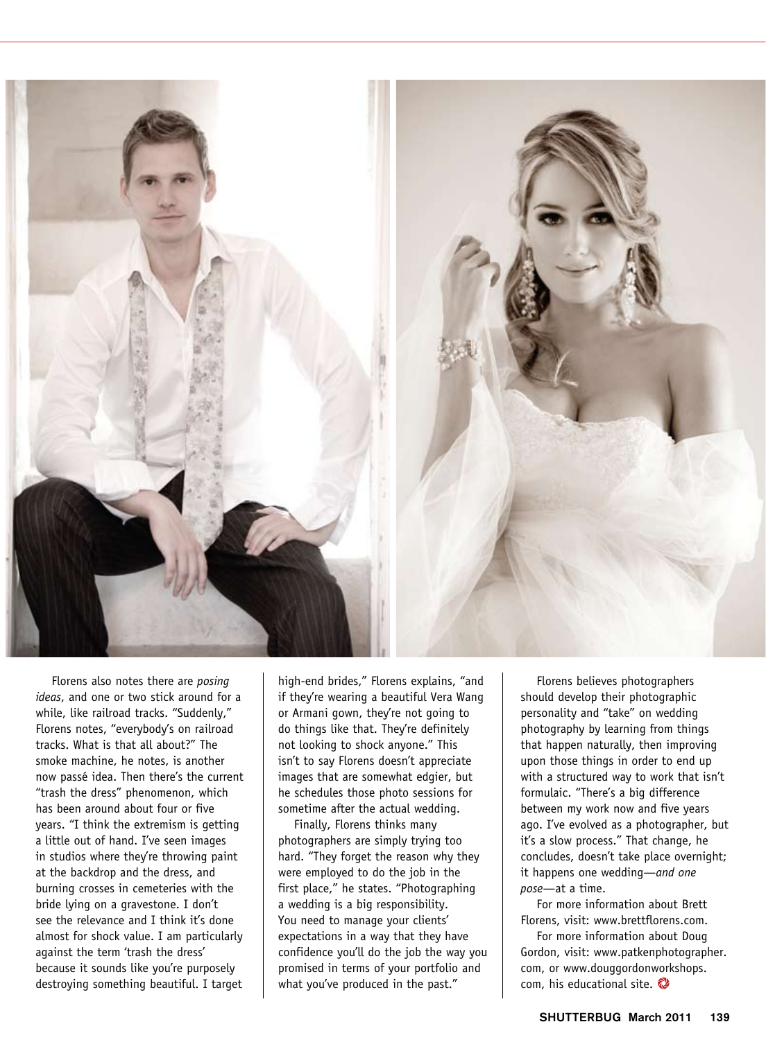Florens also notes there are *posing ideas*, and one or two stick around for a while, like railroad tracks. "Suddenly," Florens notes, "everybody's on railroad tracks. What is that all about?" The smoke machine, he notes, is another now passé idea. Then there's the current "trash the dress" phenomenon, which has been around about four or five years. "I think the extremism is getting a little out of hand. I've seen images in studios where they're throwing paint at the backdrop and the dress, and burning crosses in cemeteries with the bride lying on a gravestone. I don't see the relevance and I think it's done almost for shock value. I am particularly against the term 'trash the dress' because it sounds like you're purposely destroying something beautiful. I target high-end brides," Florens explains, "and if they're wearing a beautiful Vera Wang or Armani gown, they're not going to do things like that. They're definitely not looking to shock anyone." This isn't to say Florens doesn't appreciate images that are somewhat edgier, but he schedules those photo sessions for sometime after the actual wedding.

Finally, Florens thinks many photographers are simply trying too hard. "They forget the reason why they were employed to do the job in the first place," he states. "Photographing a wedding is a big responsibility. You need to manage your clients' expectations in a way that they have confidence you'll do the job the way you promised in terms of your portfolio and what you've produced in the past."

Florens believes photographers should develop their photographic personality and "take" on wedding photography by learning from things that happen naturally, then improving upon those things in order to end up with a structured way to work that isn't formulaic. "There's a big difference between my work now and five years ago. I've evolved as a photographer, but it's a slow process." That change, he concludes, doesn't take place overnight; it happens one wedding—*and one pose*—at a time.

For more information about Brett Florens, visit: www.brettflorens.com.

For more information about Doug Gordon, visit: www.patkenphotographer.com, or www.douggordonworkshops.com, his educational site.